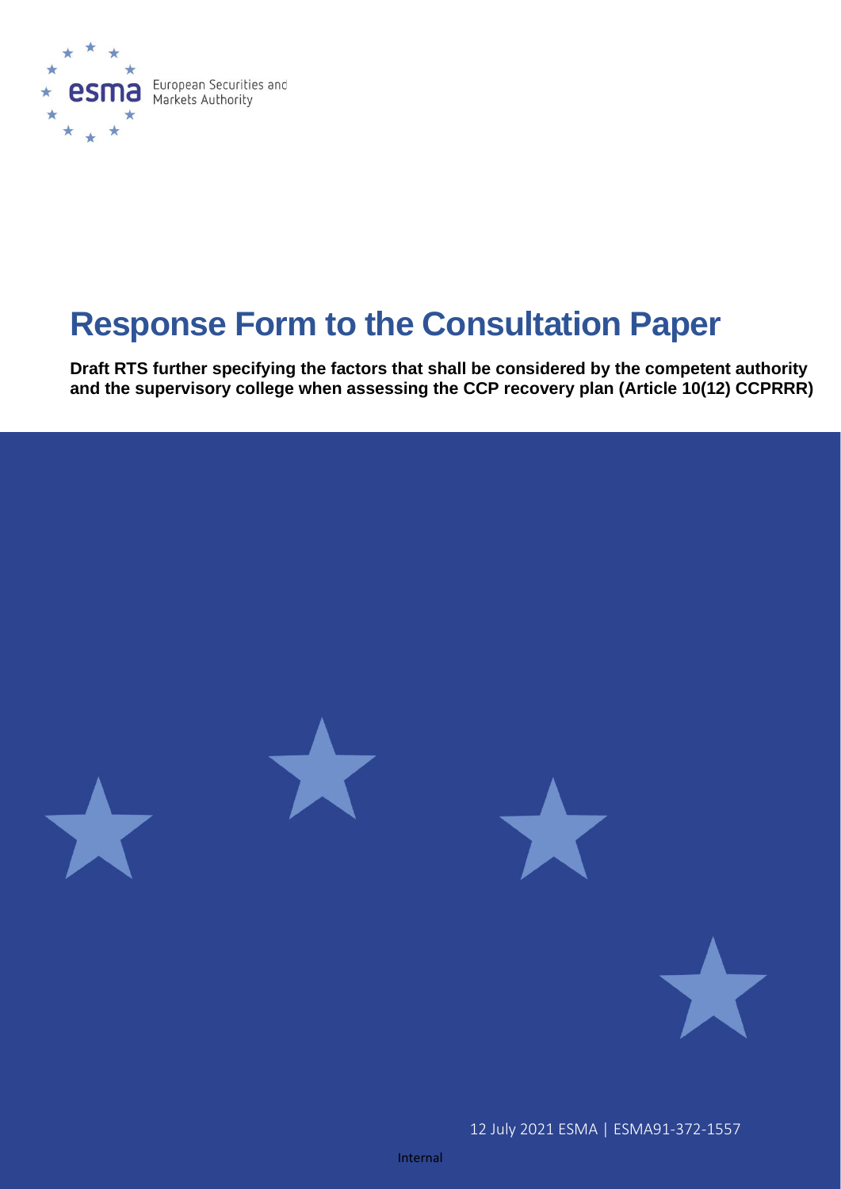European Securities and Markets Authority

# Response Form to the Consultation Paper

**Draft RTS further specifying the factors that shall be considered by the competent authority and the supervisory college when assessing the CCP recovery plan (Article 10(12) CCPRRR)**

12 July 2021 ESMA | ESMA91-372-1557

Internal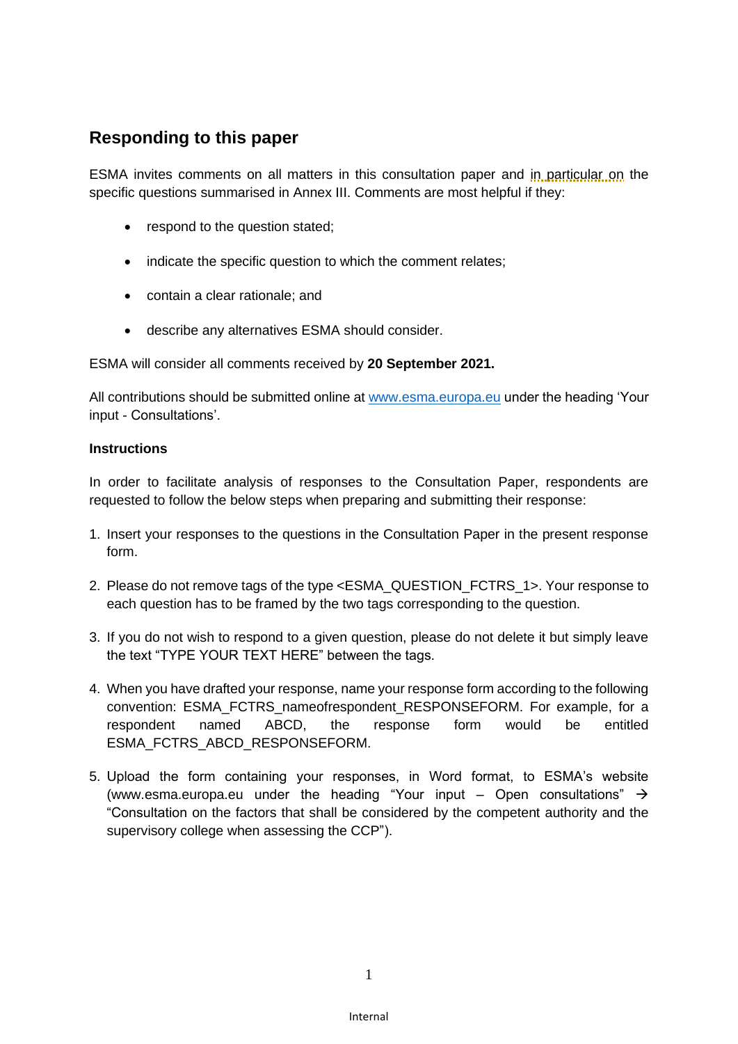## Responding to this paper

ESMA invites comments on all matters in this consultation paper and in particular on the specific questions summarised in Annex III. Comments are most helpful if they:

- respond to the question stated;
- indicate the specific question to which the comment relates;
- contain a clear rationale; and
- describe any alternatives ESMA should consider.

ESMA will consider all comments received by **20 September 2021.**

All contributions should be submitted online at www.esma.europa.eu under the heading 'Your input - Consultations'.

**Instructions**

In order to facilitate analysis of responses to the Consultation Paper, respondents are requested to follow the below steps when preparing and submitting their response:

1. Insert your responses to the questions in the Consultation Paper in the present response form.
2. Please do not remove tags of the type <ESMA_QUESTION_FCTRS_1>. Your response to each question has to be framed by the two tags corresponding to the question.
3. If you do not wish to respond to a given question, please do not delete it but simply leave the text "TYPE YOUR TEXT HERE" between the tags.
4. When you have drafted your response, name your response form according to the following convention: ESMA_FCTRS_nameofrespondent_RESPONSEFORM. For example, for a respondent named ABCD, the response form would be entitled ESMA_FCTRS_ABCD_RESPONSEFORM.
5. Upload the form containing your responses, in Word format, to ESMA's website (www.esma.europa.eu under the heading "Your input – Open consultations" → "Consultation on the factors that shall be considered by the competent authority and the supervisory college when assessing the CCP").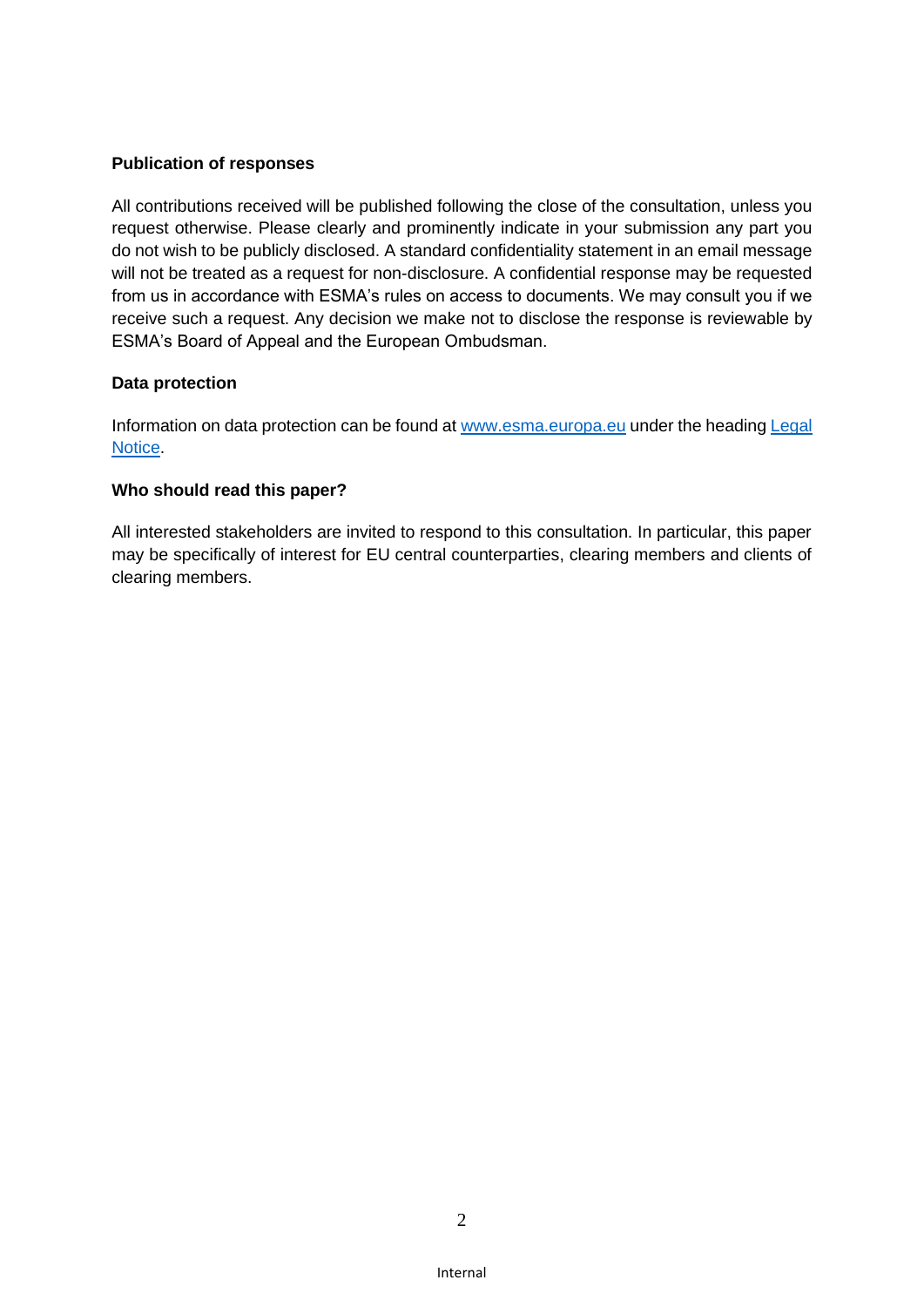**Publication of responses**

All contributions received will be published following the close of the consultation, unless you request otherwise. Please clearly and prominently indicate in your submission any part you do not wish to be publicly disclosed. A standard confidentiality statement in an email message will not be treated as a request for non-disclosure. A confidential response may be requested from us in accordance with ESMA's rules on access to documents. We may consult you if we receive such a request. Any decision we make not to disclose the response is reviewable by ESMA's Board of Appeal and the European Ombudsman.

**Data protection**

Information on data protection can be found at [www.esma.europa.eu](www.esma.europa.eu) under the heading [Legal Notice](Legal Notice).

**Who should read this paper?**

All interested stakeholders are invited to respond to this consultation. In particular, this paper may be specifically of interest for EU central counterparties, clearing members and clients of clearing members.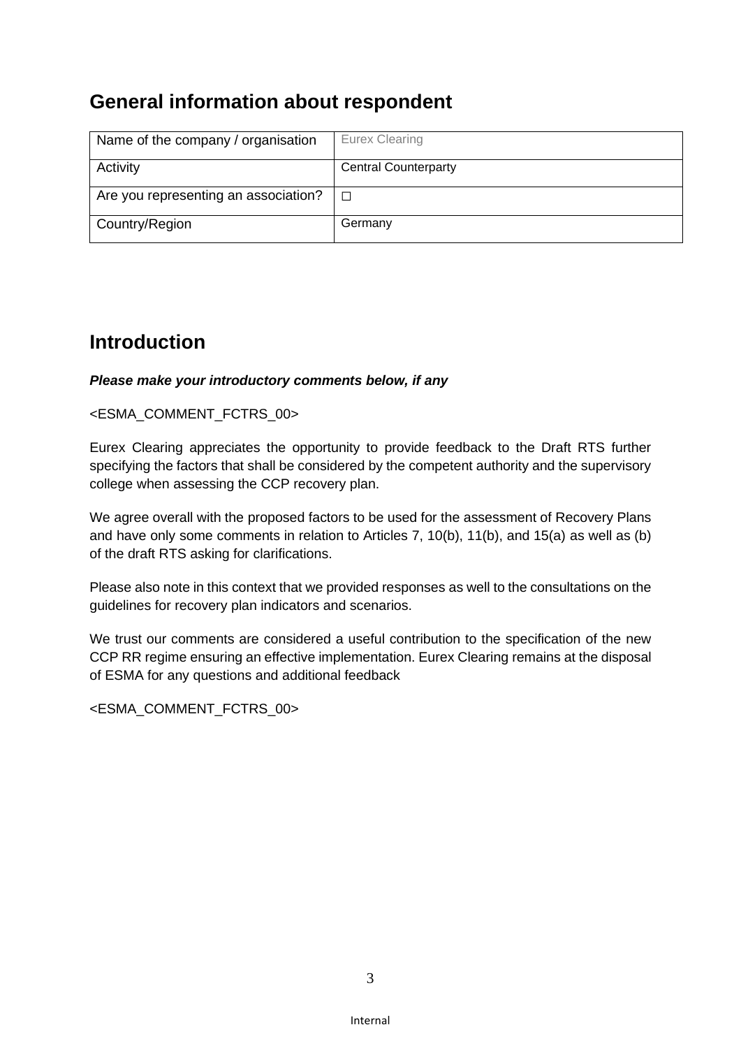## General information about respondent

| Name of the company / organisation | Eurex Clearing |
|---|---|
| Activity | Central Counterparty |
| Are you representing an association? | ☐ |
| Country/Region | Germany |

## Introduction

***Please make your introductory comments below, if any***

<ESMA_COMMENT_FCTRS_00>

Eurex Clearing appreciates the opportunity to provide feedback to the Draft RTS further specifying the factors that shall be considered by the competent authority and the supervisory college when assessing the CCP recovery plan.

We agree overall with the proposed factors to be used for the assessment of Recovery Plans and have only some comments in relation to Articles 7, 10(b), 11(b), and 15(a) as well as (b) of the draft RTS asking for clarifications.

Please also note in this context that we provided responses as well to the consultations on the guidelines for recovery plan indicators and scenarios.

We trust our comments are considered a useful contribution to the specification of the new CCP RR regime ensuring an effective implementation. Eurex Clearing remains at the disposal of ESMA for any questions and additional feedback

<ESMA_COMMENT_FCTRS_00>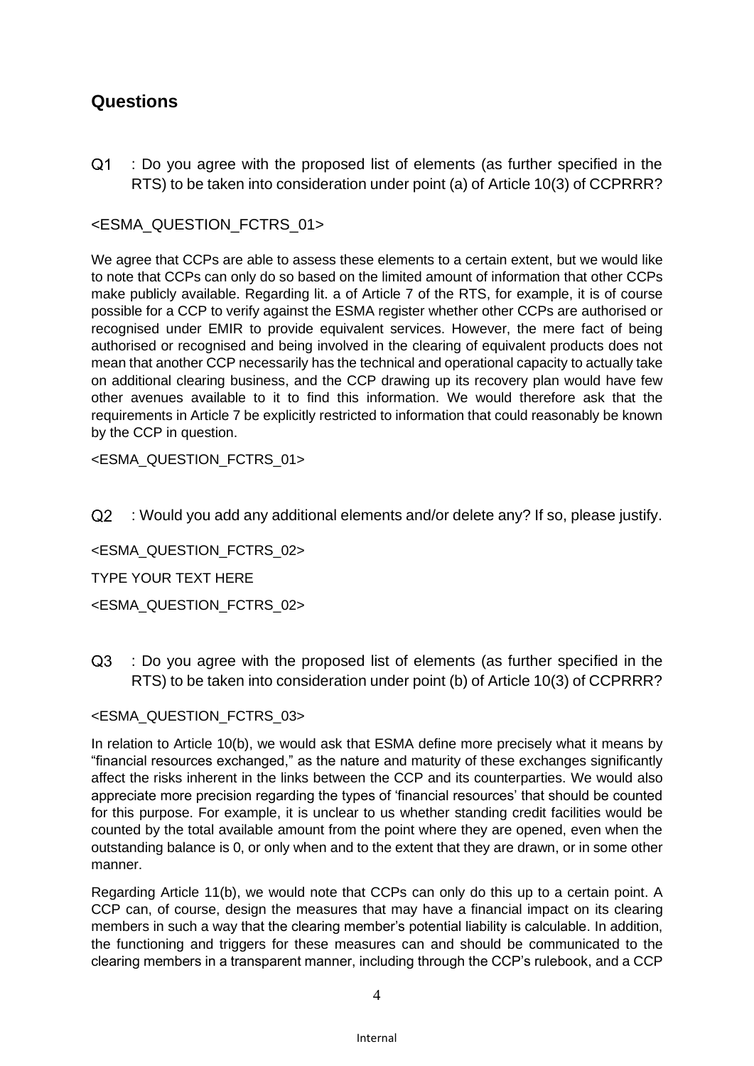## Questions

Q1 : Do you agree with the proposed list of elements (as further specified in the RTS) to be taken into consideration under point (a) of Article 10(3) of CCPRRR?

<ESMA_QUESTION_FCTRS_01>

We agree that CCPs are able to assess these elements to a certain extent, but we would like to note that CCPs can only do so based on the limited amount of information that other CCPs make publicly available. Regarding lit. a of Article 7 of the RTS, for example, it is of course possible for a CCP to verify against the ESMA register whether other CCPs are authorised or recognised under EMIR to provide equivalent services. However, the mere fact of being authorised or recognised and being involved in the clearing of equivalent products does not mean that another CCP necessarily has the technical and operational capacity to actually take on additional clearing business, and the CCP drawing up its recovery plan would have few other avenues available to it to find this information. We would therefore ask that the requirements in Article 7 be explicitly restricted to information that could reasonably be known by the CCP in question.

<ESMA_QUESTION_FCTRS_01>

Q2 : Would you add any additional elements and/or delete any? If so, please justify.

<ESMA_QUESTION_FCTRS_02>

TYPE YOUR TEXT HERE

<ESMA_QUESTION_FCTRS_02>

Q3 : Do you agree with the proposed list of elements (as further specified in the RTS) to be taken into consideration under point (b) of Article 10(3) of CCPRRR?

<ESMA_QUESTION_FCTRS_03>

In relation to Article 10(b), we would ask that ESMA define more precisely what it means by "financial resources exchanged," as the nature and maturity of these exchanges significantly affect the risks inherent in the links between the CCP and its counterparties. We would also appreciate more precision regarding the types of 'financial resources' that should be counted for this purpose. For example, it is unclear to us whether standing credit facilities would be counted by the total available amount from the point where they are opened, even when the outstanding balance is 0, or only when and to the extent that they are drawn, or in some other manner.

Regarding Article 11(b), we would note that CCPs can only do this up to a certain point. A CCP can, of course, design the measures that may have a financial impact on its clearing members in such a way that the clearing member's potential liability is calculable. In addition, the functioning and triggers for these measures can and should be communicated to the clearing members in a transparent manner, including through the CCP's rulebook, and a CCP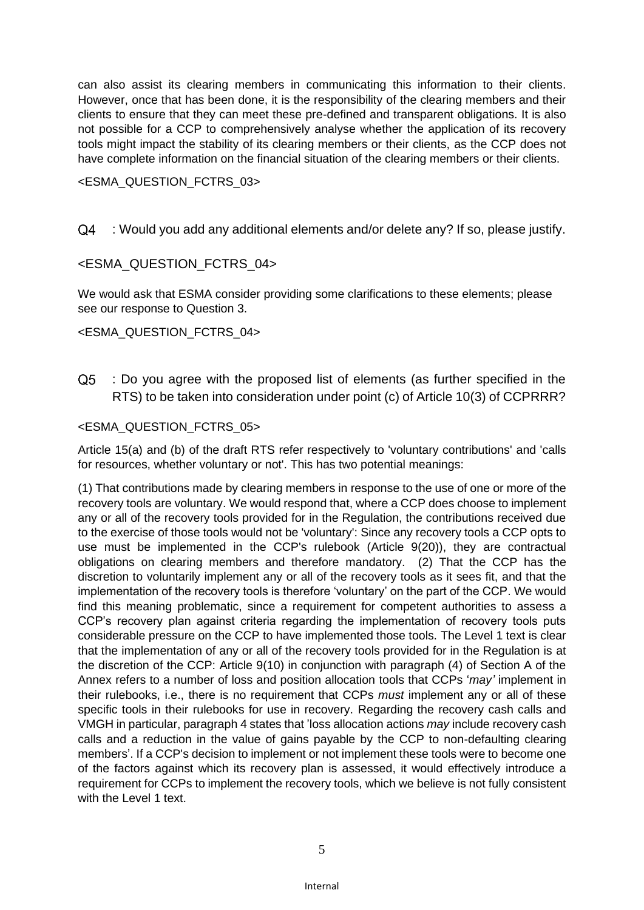can also assist its clearing members in communicating this information to their clients. However, once that has been done, it is the responsibility of the clearing members and their clients to ensure that they can meet these pre-defined and transparent obligations. It is also not possible for a CCP to comprehensively analyse whether the application of its recovery tools might impact the stability of its clearing members or their clients, as the CCP does not have complete information on the financial situation of the clearing members or their clients.

<ESMA_QUESTION_FCTRS_03>

Q4 : Would you add any additional elements and/or delete any? If so, please justify.

<ESMA_QUESTION_FCTRS_04>

We would ask that ESMA consider providing some clarifications to these elements; please see our response to Question 3.

<ESMA_QUESTION_FCTRS_04>

Q5 : Do you agree with the proposed list of elements (as further specified in the RTS) to be taken into consideration under point (c) of Article 10(3) of CCPRRR?

<ESMA_QUESTION_FCTRS_05>

Article 15(a) and (b) of the draft RTS refer respectively to 'voluntary contributions' and 'calls for resources, whether voluntary or not'. This has two potential meanings:

(1) That contributions made by clearing members in response to the use of one or more of the recovery tools are voluntary. We would respond that, where a CCP does choose to implement any or all of the recovery tools provided for in the Regulation, the contributions received due to the exercise of those tools would not be 'voluntary': Since any recovery tools a CCP opts to use must be implemented in the CCP's rulebook (Article 9(20)), they are contractual obligations on clearing members and therefore mandatory. (2) That the CCP has the discretion to voluntarily implement any or all of the recovery tools as it sees fit, and that the implementation of the recovery tools is therefore 'voluntary' on the part of the CCP. We would find this meaning problematic, since a requirement for competent authorities to assess a CCP's recovery plan against criteria regarding the implementation of recovery tools puts considerable pressure on the CCP to have implemented those tools. The Level 1 text is clear that the implementation of any or all of the recovery tools provided for in the Regulation is at the discretion of the CCP: Article 9(10) in conjunction with paragraph (4) of Section A of the Annex refers to a number of loss and position allocation tools that CCPs '*may'* implement in their rulebooks, i.e., there is no requirement that CCPs *must* implement any or all of these specific tools in their rulebooks for use in recovery. Regarding the recovery cash calls and VMGH in particular, paragraph 4 states that 'loss allocation actions *may* include recovery cash calls and a reduction in the value of gains payable by the CCP to non-defaulting clearing members'. If a CCP's decision to implement or not implement these tools were to become one of the factors against which its recovery plan is assessed, it would effectively introduce a requirement for CCPs to implement the recovery tools, which we believe is not fully consistent with the Level 1 text.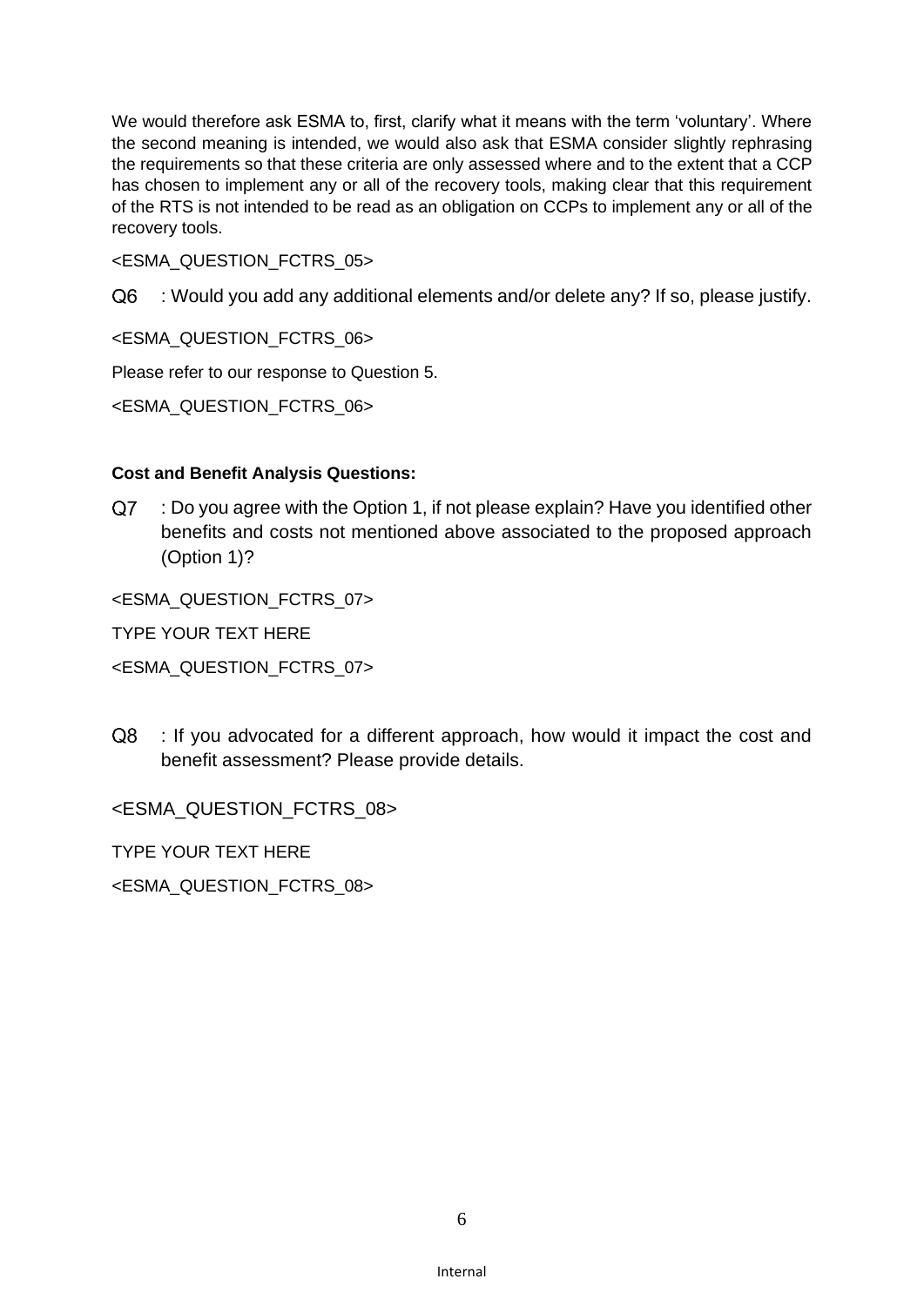We would therefore ask ESMA to, first, clarify what it means with the term 'voluntary'. Where the second meaning is intended, we would also ask that ESMA consider slightly rephrasing the requirements so that these criteria are only assessed where and to the extent that a CCP has chosen to implement any or all of the recovery tools, making clear that this requirement of the RTS is not intended to be read as an obligation on CCPs to implement any or all of the recovery tools.

<ESMA_QUESTION_FCTRS_05>

Q6 : Would you add any additional elements and/or delete any? If so, please justify.

<ESMA_QUESTION_FCTRS_06>

Please refer to our response to Question 5.

<ESMA_QUESTION_FCTRS_06>

**Cost and Benefit Analysis Questions:**

Q7 : Do you agree with the Option 1, if not please explain? Have you identified other benefits and costs not mentioned above associated to the proposed approach (Option 1)?

<ESMA_QUESTION_FCTRS_07>

TYPE YOUR TEXT HERE

<ESMA_QUESTION_FCTRS_07>

Q8 : If you advocated for a different approach, how would it impact the cost and benefit assessment? Please provide details.

<ESMA_QUESTION_FCTRS_08>

TYPE YOUR TEXT HERE

<ESMA_QUESTION_FCTRS_08>